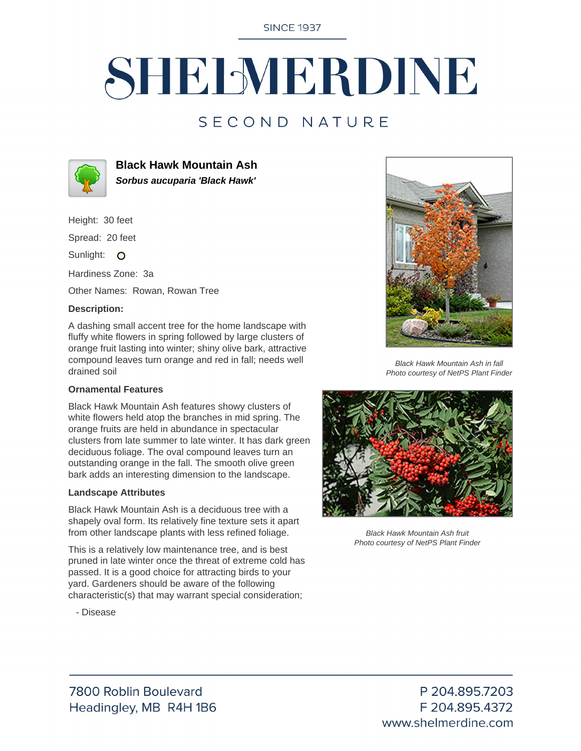SINCE 1937

# SHELMERDINE

SECOND NATURE

## Black Hawk Mountain Ash

***Sorbus aucuparia 'Black Hawk'***

Height: 30 feet

Spread: 20 feet

Sunlight: ○

Hardiness Zone: 3a

Other Names: Rowan, Rowan Tree

**Description:**

A dashing small accent tree for the home landscape with fluffy white flowers in spring followed by large clusters of orange fruit lasting into winter; shiny olive bark, attractive compound leaves turn orange and red in fall; needs well drained soil

*Black Hawk Mountain Ash in fall*
*Photo courtesy of NetPS Plant Finder*

### Ornamental Features

Black Hawk Mountain Ash features showy clusters of white flowers held atop the branches in mid spring. The orange fruits are held in abundance in spectacular clusters from late summer to late winter. It has dark green deciduous foliage. The oval compound leaves turn an outstanding orange in the fall. The smooth olive green bark adds an interesting dimension to the landscape.

*Black Hawk Mountain Ash fruit*
*Photo courtesy of NetPS Plant Finder*

### Landscape Attributes

Black Hawk Mountain Ash is a deciduous tree with a shapely oval form. Its relatively fine texture sets it apart from other landscape plants with less refined foliage.

This is a relatively low maintenance tree, and is best pruned in late winter once the threat of extreme cold has passed. It is a good choice for attracting birds to your yard. Gardeners should be aware of the following characteristic(s) that may warrant special consideration;

- Disease

7800 Roblin Boulevard
Headingley, MB R4H 1B6

P 204.895.7203
F 204.895.4372
www.shelmerdine.com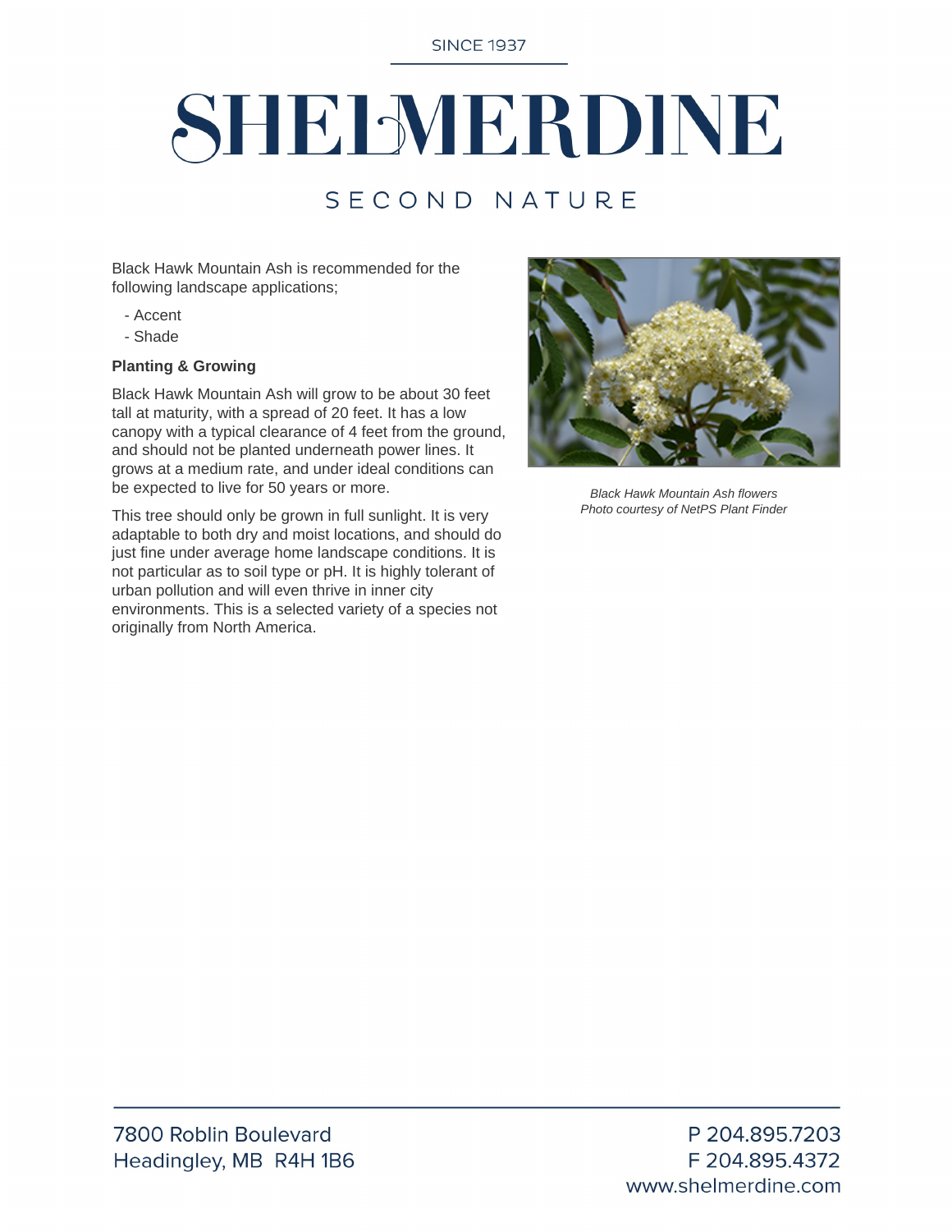Black Hawk Mountain Ash is recommended for the following landscape applications;

- Accent
- Shade

**Planting & Growing**

Black Hawk Mountain Ash will grow to be about 30 feet tall at maturity, with a spread of 20 feet. It has a low canopy with a typical clearance of 4 feet from the ground, and should not be planted underneath power lines. It grows at a medium rate, and under ideal conditions can be expected to live for 50 years or more.

This tree should only be grown in full sunlight. It is very adaptable to both dry and moist locations, and should do just fine under average home landscape conditions. It is not particular as to soil type or pH. It is highly tolerant of urban pollution and will even thrive in inner city environments. This is a selected variety of a species not originally from North America.

*Black Hawk Mountain Ash flowers*
*Photo courtesy of NetPS Plant Finder*